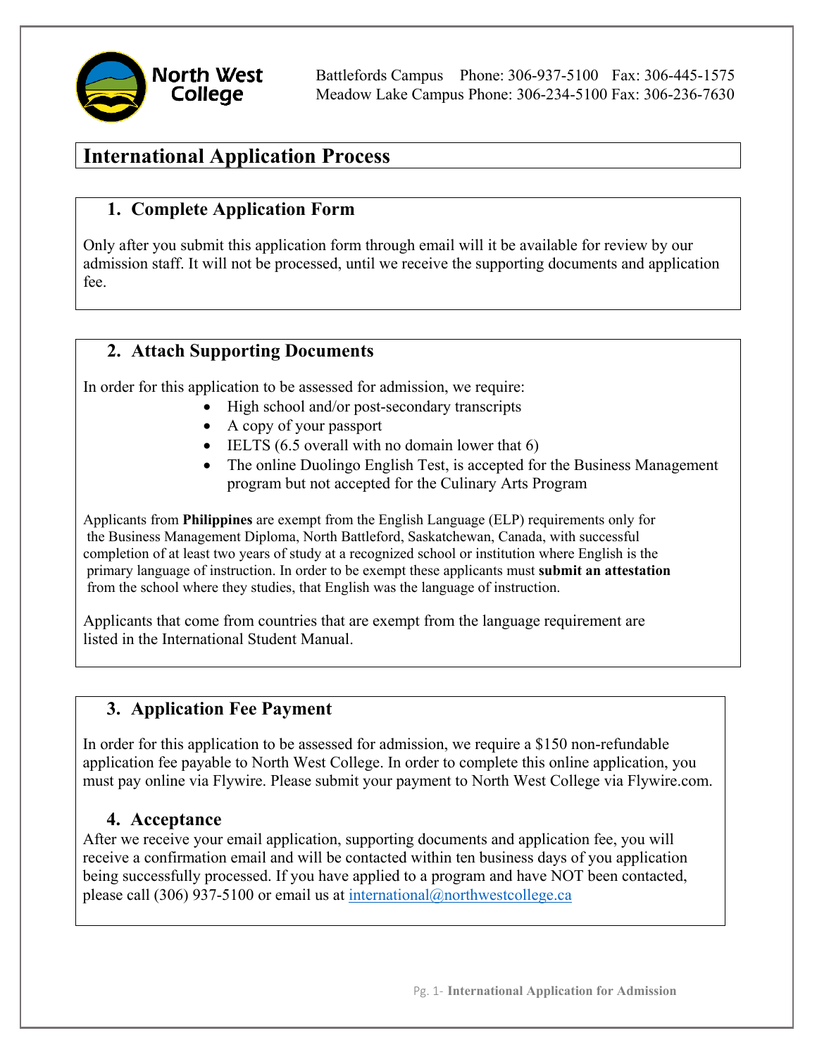North West College

Battlefords Campus Phone: 306-937-5100 Fax: 306-445-1575
Meadow Lake Campus Phone: 306-234-5100 Fax: 306-236-7630

# International Application Process

## 1. Complete Application Form

Only after you submit this application form through email will it be available for review by our admission staff. It will not be processed, until we receive the supporting documents and application fee.

## 2. Attach Supporting Documents

In order for this application to be assessed for admission, we require:

- High school and/or post-secondary transcripts
- A copy of your passport
- IELTS (6.5 overall with no domain lower that 6)
- The online Duolingo English Test, is accepted for the Business Management program but not accepted for the Culinary Arts Program

Applicants from **Philippines** are exempt from the English Language (ELP) requirements only for the Business Management Diploma, North Battleford, Saskatchewan, Canada, with successful completion of at least two years of study at a recognized school or institution where English is the primary language of instruction. In order to be exempt these applicants must **submit an attestation** from the school where they studies, that English was the language of instruction.

Applicants that come from countries that are exempt from the language requirement are listed in the International Student Manual.

## 3. Application Fee Payment

In order for this application to be assessed for admission, we require a $150 non-refundable application fee payable to North West College. In order to complete this online application, you must pay online via Flywire. Please submit your payment to North West College via Flywire.com.

## 4. Acceptance

After we receive your email application, supporting documents and application fee, you will receive a confirmation email and will be contacted within ten business days of you application being successfully processed. If you have applied to a program and have NOT been contacted, please call (306) 937-5100 or email us at international@northwestcollege.ca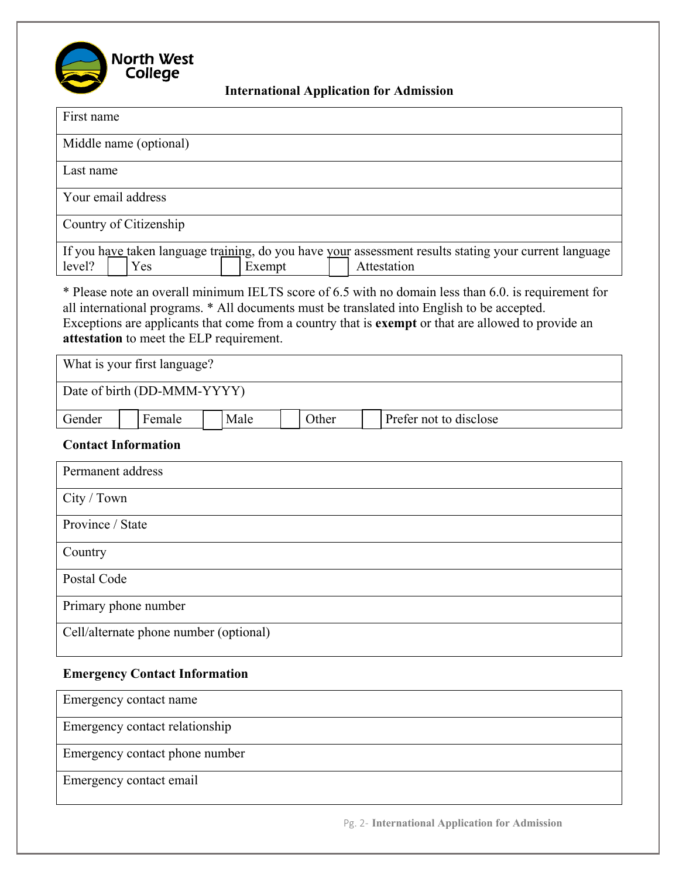North West College

## International Application for Admission

| First name |
|---|
| Middle name (optional) |
| Last name |
| Your email address |
| Country of Citizenship |
| If you have taken language training, do you have your assessment results stating your current language level? ☐ Yes ☐ Exempt ☐ Attestation |

* Please note an overall minimum IELTS score of 6.5 with no domain less than 6.0. is requirement for all international programs. * All documents must be translated into English to be accepted. Exceptions are applicants that come from a country that is **exempt** or that are allowed to provide an **attestation** to meet the ELP requirement.

| What is your first language? |
|---|
| Date of birth (DD-MMM-YYYY) |
| Gender ☐ Female ☐ Male ☐ Other ☐ Prefer not to disclose |

**Contact Information**

| Permanent address |
|---|
| City / Town |
| Province / State |
| Country |
| Postal Code |
| Primary phone number |
| Cell/alternate phone number (optional) |

**Emergency Contact Information**

| Emergency contact name |
|---|
| Emergency contact relationship |
| Emergency contact phone number |
| Emergency contact email |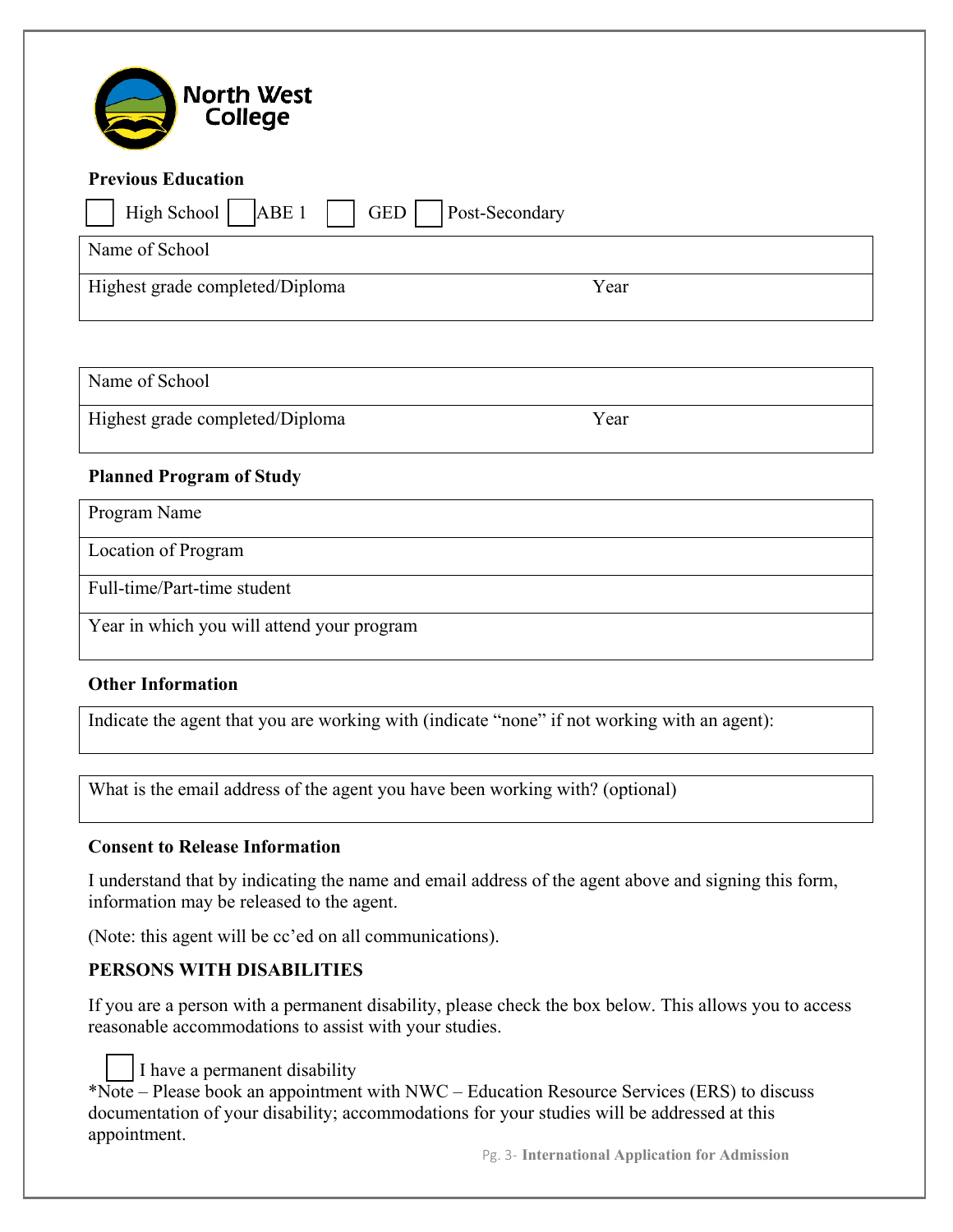North West College

**Previous Education**

☐ High School ☐ ABE 1 ☐ GED ☐ Post-Secondary

| Name of School | |
|---|---|
| Highest grade completed/Diploma | Year |

| Name of School | |
|---|---|
| Highest grade completed/Diploma | Year |

**Planned Program of Study**

| Program Name |
|---|
| Location of Program |
| Full-time/Part-time student |
| Year in which you will attend your program |

**Other Information**

| Indicate the agent that you are working with (indicate "none" if not working with an agent): |
|---|

| What is the email address of the agent you have been working with? (optional) |
|---|

**Consent to Release Information**

I understand that by indicating the name and email address of the agent above and signing this form, information may be released to the agent.

(Note: this agent will be cc'ed on all communications).

**PERSONS WITH DISABILITIES**

If you are a person with a permanent disability, please check the box below. This allows you to access reasonable accommodations to assist with your studies.

☐ I have a permanent disability

*Note – Please book an appointment with NWC – Education Resource Services (ERS) to discuss documentation of your disability; accommodations for your studies will be addressed at this appointment.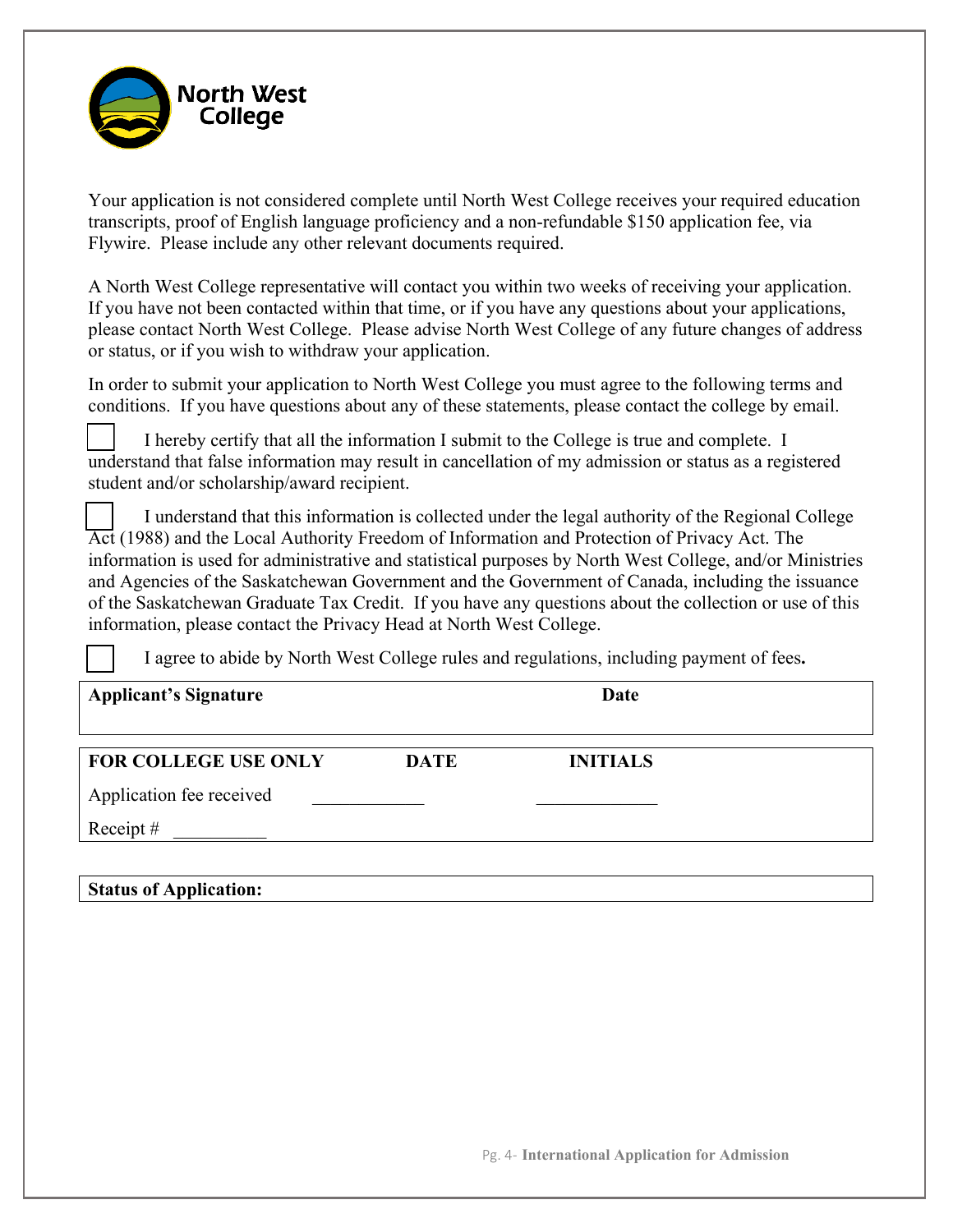**North West College**

Your application is not considered complete until North West College receives your required education transcripts, proof of English language proficiency and a non-refundable $150 application fee, via Flywire. Please include any other relevant documents required.

A North West College representative will contact you within two weeks of receiving your application. If you have not been contacted within that time, or if you have any questions about your applications, please contact North West College. Please advise North West College of any future changes of address or status, or if you wish to withdraw your application.

In order to submit your application to North West College you must agree to the following terms and conditions. If you have questions about any of these statements, please contact the college by email.

☐ I hereby certify that all the information I submit to the College is true and complete. I understand that false information may result in cancellation of my admission or status as a registered student and/or scholarship/award recipient.

☐ I understand that this information is collected under the legal authority of the Regional College Act (1988) and the Local Authority Freedom of Information and Protection of Privacy Act. The information is used for administrative and statistical purposes by North West College, and/or Ministries and Agencies of the Saskatchewan Government and the Government of Canada, including the issuance of the Saskatchewan Graduate Tax Credit. If you have any questions about the collection or use of this information, please contact the Privacy Head at North West College.

☐ I agree to abide by North West College rules and regulations, including payment of fees**.**

| **Applicant's Signature** | **Date** |
|---|---|
| | |

| **FOR COLLEGE USE ONLY** | **DATE** | **INITIALS** |
|---|---|---|
| Application fee received | ____________ | _____________ |
| Receipt # __________ | | |

**Status of Application:**